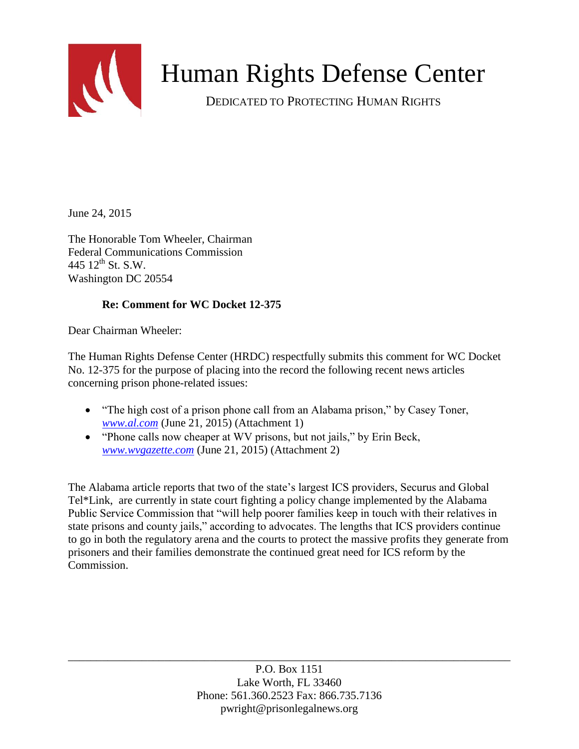# Human Rights Defense Center

DEDICATED TO PROTECTING HUMAN RIGHTS

June 24, 2015

The Honorable Tom Wheeler, Chairman
Federal Communications Commission
445 12th St. S.W.
Washington DC 20554

**Re: Comment for WC Docket 12-375**

Dear Chairman Wheeler:

The Human Rights Defense Center (HRDC) respectfully submits this comment for WC Docket No. 12-375 for the purpose of placing into the record the following recent news articles concerning prison phone-related issues:

- "The high cost of a prison phone call from an Alabama prison," by Casey Toner, *www.al.com* (June 21, 2015) (Attachment 1)
- "Phone calls now cheaper at WV prisons, but not jails," by Erin Beck, *www.wvgazette.com* (June 21, 2015) (Attachment 2)

The Alabama article reports that two of the state's largest ICS providers, Securus and Global Tel*Link, are currently in state court fighting a policy change implemented by the Alabama Public Service Commission that "will help poorer families keep in touch with their relatives in state prisons and county jails," according to advocates. The lengths that ICS providers continue to go in both the regulatory arena and the courts to protect the massive profits they generate from prisoners and their families demonstrate the continued great need for ICS reform by the Commission.

P.O. Box 1151
Lake Worth, FL 33460
Phone: 561.360.2523 Fax: 866.735.7136
pwright@prisonlegalnews.org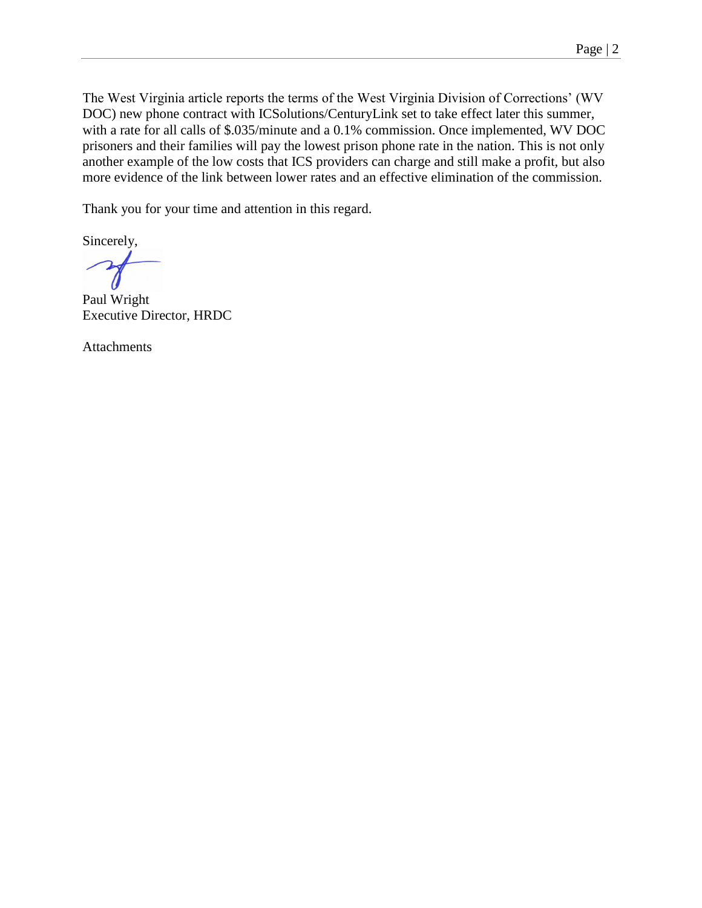The West Virginia article reports the terms of the West Virginia Division of Corrections' (WV DOC) new phone contract with ICSolutions/CenturyLink set to take effect later this summer, with a rate for all calls of $.035/minute and a 0.1% commission. Once implemented, WV DOC prisoners and their families will pay the lowest prison phone rate in the nation. This is not only another example of the low costs that ICS providers can charge and still make a profit, but also more evidence of the link between lower rates and an effective elimination of the commission.

Thank you for your time and attention in this regard.

Sincerely,

Paul Wright
Executive Director, HRDC

Attachments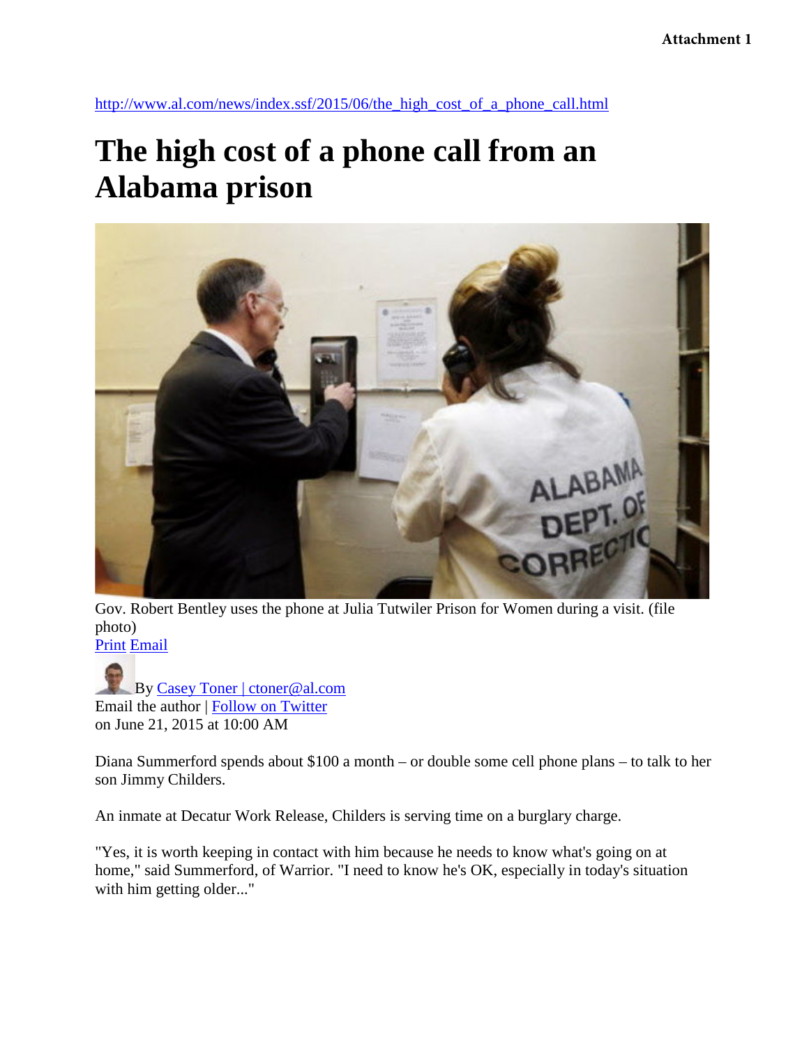Attachment 1

http://www.al.com/news/index.ssf/2015/06/the_high_cost_of_a_phone_call.html

# The high cost of a phone call from an Alabama prison

Gov. Robert Bentley uses the phone at Julia Tutwiler Prison for Women during a visit. (file photo)

Print Email

By Casey Toner | ctoner@al.com
Email the author | Follow on Twitter
on June 21, 2015 at 10:00 AM

Diana Summerford spends about $100 a month – or double some cell phone plans – to talk to her son Jimmy Childers.

An inmate at Decatur Work Release, Childers is serving time on a burglary charge.

"Yes, it is worth keeping in contact with him because he needs to know what's going on at home," said Summerford, of Warrior. "I need to know he's OK, especially in today's situation with him getting older..."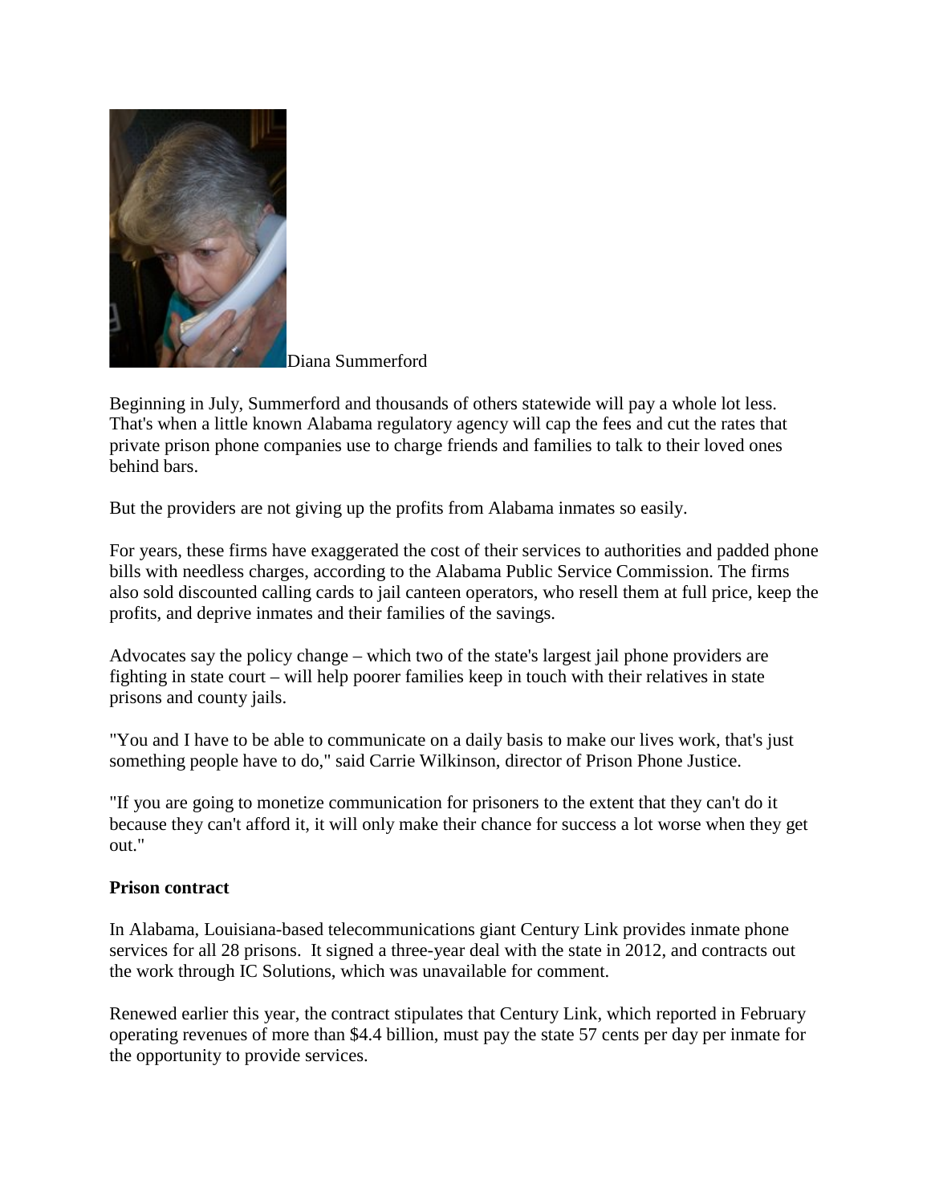Diana Summerford

Beginning in July, Summerford and thousands of others statewide will pay a whole lot less. That's when a little known Alabama regulatory agency will cap the fees and cut the rates that private prison phone companies use to charge friends and families to talk to their loved ones behind bars.

But the providers are not giving up the profits from Alabama inmates so easily.

For years, these firms have exaggerated the cost of their services to authorities and padded phone bills with needless charges, according to the Alabama Public Service Commission. The firms also sold discounted calling cards to jail canteen operators, who resell them at full price, keep the profits, and deprive inmates and their families of the savings.

Advocates say the policy change – which two of the state's largest jail phone providers are fighting in state court – will help poorer families keep in touch with their relatives in state prisons and county jails.

"You and I have to be able to communicate on a daily basis to make our lives work, that's just something people have to do," said Carrie Wilkinson, director of Prison Phone Justice.

"If you are going to monetize communication for prisoners to the extent that they can't do it because they can't afford it, it will only make their chance for success a lot worse when they get out."

**Prison contract**

In Alabama, Louisiana-based telecommunications giant Century Link provides inmate phone services for all 28 prisons. It signed a three-year deal with the state in 2012, and contracts out the work through IC Solutions, which was unavailable for comment.

Renewed earlier this year, the contract stipulates that Century Link, which reported in February operating revenues of more than $4.4 billion, must pay the state 57 cents per day per inmate for the opportunity to provide services.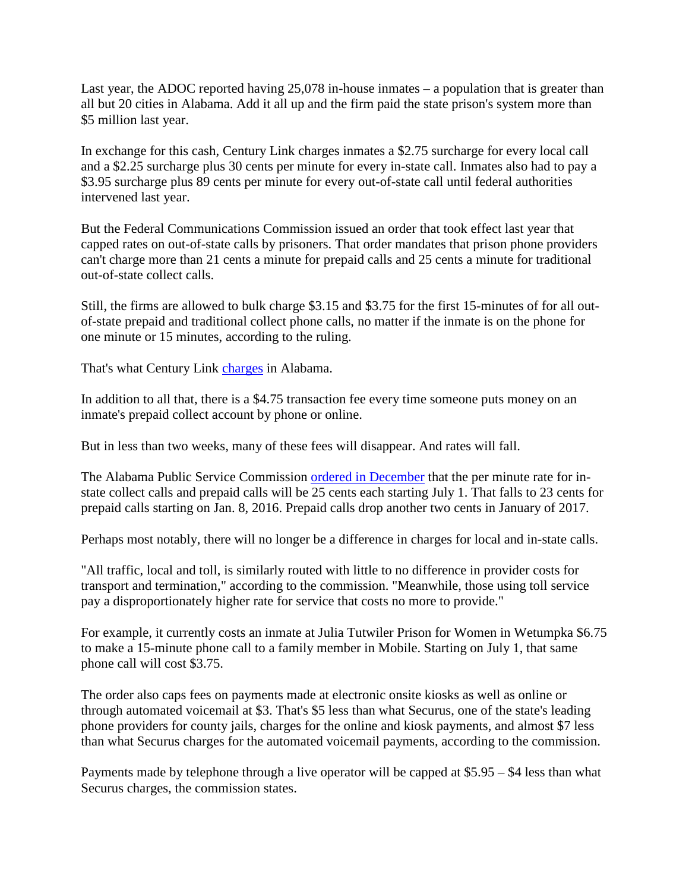Last year, the ADOC reported having 25,078 in-house inmates – a population that is greater than all but 20 cities in Alabama. Add it all up and the firm paid the state prison's system more than $5 million last year.

In exchange for this cash, Century Link charges inmates a $2.75 surcharge for every local call and a $2.25 surcharge plus 30 cents per minute for every in-state call. Inmates also had to pay a $3.95 surcharge plus 89 cents per minute for every out-of-state call until federal authorities intervened last year.

But the Federal Communications Commission issued an order that took effect last year that capped rates on out-of-state calls by prisoners. That order mandates that prison phone providers can't charge more than 21 cents a minute for prepaid calls and 25 cents a minute for traditional out-of-state collect calls.

Still, the firms are allowed to bulk charge $3.15 and $3.75 for the first 15-minutes of for all out-of-state prepaid and traditional collect phone calls, no matter if the inmate is on the phone for one minute or 15 minutes, according to the ruling.

That's what Century Link charges in Alabama.

In addition to all that, there is a $4.75 transaction fee every time someone puts money on an inmate's prepaid collect account by phone or online.

But in less than two weeks, many of these fees will disappear. And rates will fall.

The Alabama Public Service Commission ordered in December that the per minute rate for in-state collect calls and prepaid calls will be 25 cents each starting July 1. That falls to 23 cents for prepaid calls starting on Jan. 8, 2016. Prepaid calls drop another two cents in January of 2017.

Perhaps most notably, there will no longer be a difference in charges for local and in-state calls.

"All traffic, local and toll, is similarly routed with little to no difference in provider costs for transport and termination," according to the commission. "Meanwhile, those using toll service pay a disproportionately higher rate for service that costs no more to provide."

For example, it currently costs an inmate at Julia Tutwiler Prison for Women in Wetumpka $6.75 to make a 15-minute phone call to a family member in Mobile. Starting on July 1, that same phone call will cost $3.75.

The order also caps fees on payments made at electronic onsite kiosks as well as online or through automated voicemail at $3. That's $5 less than what Securus, one of the state's leading phone providers for county jails, charges for the online and kiosk payments, and almost $7 less than what Securus charges for the automated voicemail payments, according to the commission.

Payments made by telephone through a live operator will be capped at $5.95 – $4 less than what Securus charges, the commission states.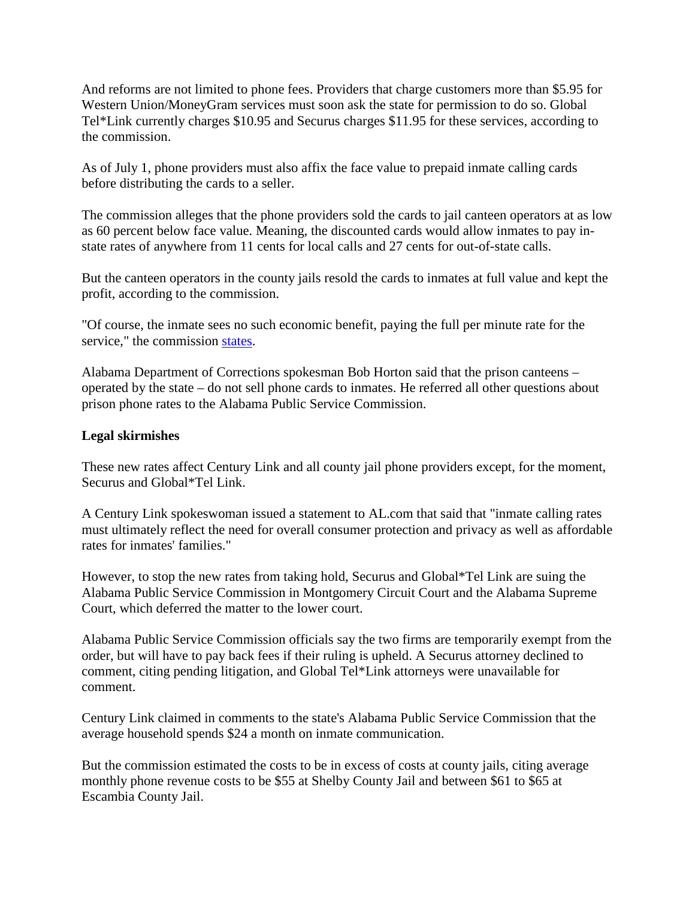And reforms are not limited to phone fees. Providers that charge customers more than $5.95 for Western Union/MoneyGram services must soon ask the state for permission to do so. Global Tel*Link currently charges $10.95 and Securus charges $11.95 for these services, according to the commission.

As of July 1, phone providers must also affix the face value to prepaid inmate calling cards before distributing the cards to a seller.

The commission alleges that the phone providers sold the cards to jail canteen operators at as low as 60 percent below face value. Meaning, the discounted cards would allow inmates to pay in-state rates of anywhere from 11 cents for local calls and 27 cents for out-of-state calls.

But the canteen operators in the county jails resold the cards to inmates at full value and kept the profit, according to the commission.

"Of course, the inmate sees no such economic benefit, paying the full per minute rate for the service," the commission states.

Alabama Department of Corrections spokesman Bob Horton said that the prison canteens – operated by the state – do not sell phone cards to inmates. He referred all other questions about prison phone rates to the Alabama Public Service Commission.

**Legal skirmishes**

These new rates affect Century Link and all county jail phone providers except, for the moment, Securus and Global*Tel Link.

A Century Link spokeswoman issued a statement to AL.com that said that "inmate calling rates must ultimately reflect the need for overall consumer protection and privacy as well as affordable rates for inmates' families."

However, to stop the new rates from taking hold, Securus and Global*Tel Link are suing the Alabama Public Service Commission in Montgomery Circuit Court and the Alabama Supreme Court, which deferred the matter to the lower court.

Alabama Public Service Commission officials say the two firms are temporarily exempt from the order, but will have to pay back fees if their ruling is upheld. A Securus attorney declined to comment, citing pending litigation, and Global Tel*Link attorneys were unavailable for comment.

Century Link claimed in comments to the state's Alabama Public Service Commission that the average household spends $24 a month on inmate communication.

But the commission estimated the costs to be in excess of costs at county jails, citing average monthly phone revenue costs to be $55 at Shelby County Jail and between $61 to $65 at Escambia County Jail.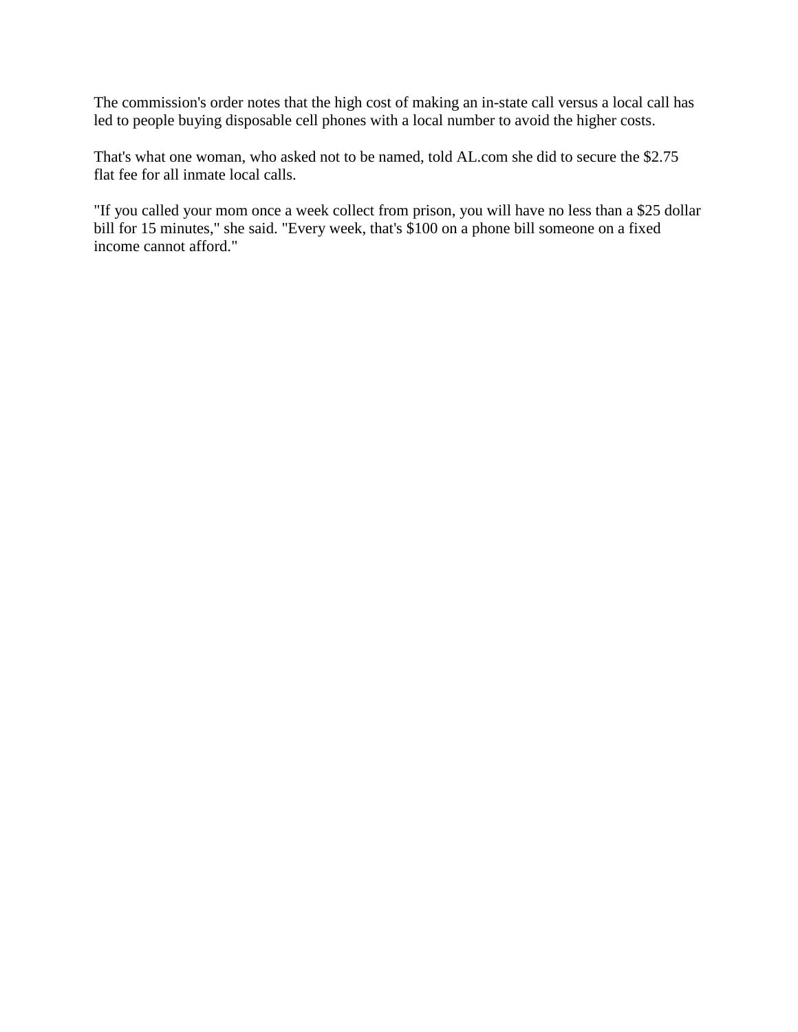The commission's order notes that the high cost of making an in-state call versus a local call has led to people buying disposable cell phones with a local number to avoid the higher costs.

That's what one woman, who asked not to be named, told AL.com she did to secure the $2.75 flat fee for all inmate local calls.

"If you called your mom once a week collect from prison, you will have no less than a $25 dollar bill for 15 minutes," she said. "Every week, that's $100 on a phone bill someone on a fixed income cannot afford."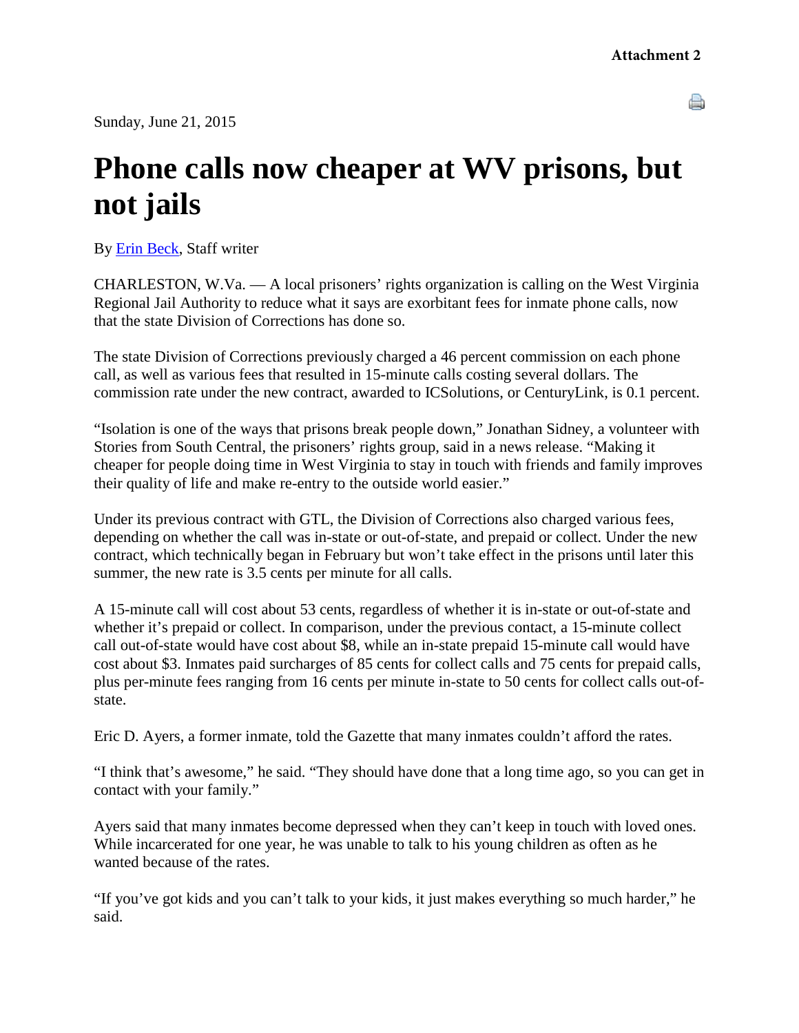**Attachment 2**

Sunday, June 21, 2015

# Phone calls now cheaper at WV prisons, but not jails

By Erin Beck, Staff writer

CHARLESTON, W.Va. — A local prisoners' rights organization is calling on the West Virginia Regional Jail Authority to reduce what it says are exorbitant fees for inmate phone calls, now that the state Division of Corrections has done so.

The state Division of Corrections previously charged a 46 percent commission on each phone call, as well as various fees that resulted in 15-minute calls costing several dollars. The commission rate under the new contract, awarded to ICSolutions, or CenturyLink, is 0.1 percent.

"Isolation is one of the ways that prisons break people down," Jonathan Sidney, a volunteer with Stories from South Central, the prisoners' rights group, said in a news release. "Making it cheaper for people doing time in West Virginia to stay in touch with friends and family improves their quality of life and make re-entry to the outside world easier."

Under its previous contract with GTL, the Division of Corrections also charged various fees, depending on whether the call was in-state or out-of-state, and prepaid or collect. Under the new contract, which technically began in February but won't take effect in the prisons until later this summer, the new rate is 3.5 cents per minute for all calls.

A 15-minute call will cost about 53 cents, regardless of whether it is in-state or out-of-state and whether it's prepaid or collect. In comparison, under the previous contact, a 15-minute collect call out-of-state would have cost about $8, while an in-state prepaid 15-minute call would have cost about $3. Inmates paid surcharges of 85 cents for collect calls and 75 cents for prepaid calls, plus per-minute fees ranging from 16 cents per minute in-state to 50 cents for collect calls out-of-state.

Eric D. Ayers, a former inmate, told the Gazette that many inmates couldn't afford the rates.

"I think that's awesome," he said. "They should have done that a long time ago, so you can get in contact with your family."

Ayers said that many inmates become depressed when they can't keep in touch with loved ones. While incarcerated for one year, he was unable to talk to his young children as often as he wanted because of the rates.

"If you've got kids and you can't talk to your kids, it just makes everything so much harder," he said.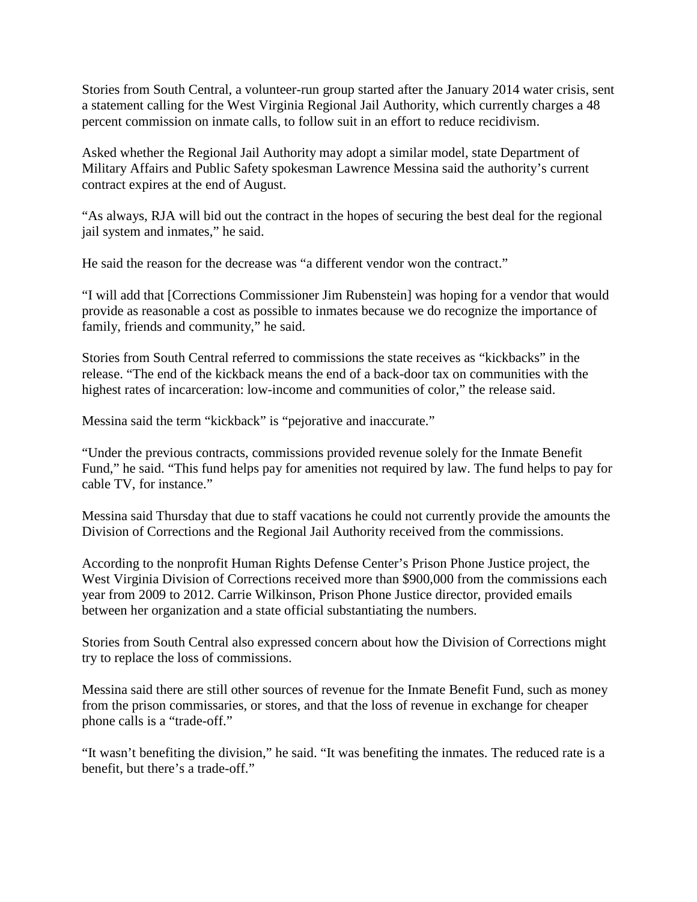Stories from South Central, a volunteer-run group started after the January 2014 water crisis, sent a statement calling for the West Virginia Regional Jail Authority, which currently charges a 48 percent commission on inmate calls, to follow suit in an effort to reduce recidivism.

Asked whether the Regional Jail Authority may adopt a similar model, state Department of Military Affairs and Public Safety spokesman Lawrence Messina said the authority's current contract expires at the end of August.

"As always, RJA will bid out the contract in the hopes of securing the best deal for the regional jail system and inmates," he said.

He said the reason for the decrease was "a different vendor won the contract."

"I will add that [Corrections Commissioner Jim Rubenstein] was hoping for a vendor that would provide as reasonable a cost as possible to inmates because we do recognize the importance of family, friends and community," he said.

Stories from South Central referred to commissions the state receives as "kickbacks" in the release. "The end of the kickback means the end of a back-door tax on communities with the highest rates of incarceration: low-income and communities of color," the release said.

Messina said the term "kickback" is "pejorative and inaccurate."

"Under the previous contracts, commissions provided revenue solely for the Inmate Benefit Fund," he said. "This fund helps pay for amenities not required by law. The fund helps to pay for cable TV, for instance."

Messina said Thursday that due to staff vacations he could not currently provide the amounts the Division of Corrections and the Regional Jail Authority received from the commissions.

According to the nonprofit Human Rights Defense Center's Prison Phone Justice project, the West Virginia Division of Corrections received more than $900,000 from the commissions each year from 2009 to 2012. Carrie Wilkinson, Prison Phone Justice director, provided emails between her organization and a state official substantiating the numbers.

Stories from South Central also expressed concern about how the Division of Corrections might try to replace the loss of commissions.

Messina said there are still other sources of revenue for the Inmate Benefit Fund, such as money from the prison commissaries, or stores, and that the loss of revenue in exchange for cheaper phone calls is a "trade-off."

"It wasn't benefiting the division," he said. "It was benefiting the inmates. The reduced rate is a benefit, but there's a trade-off."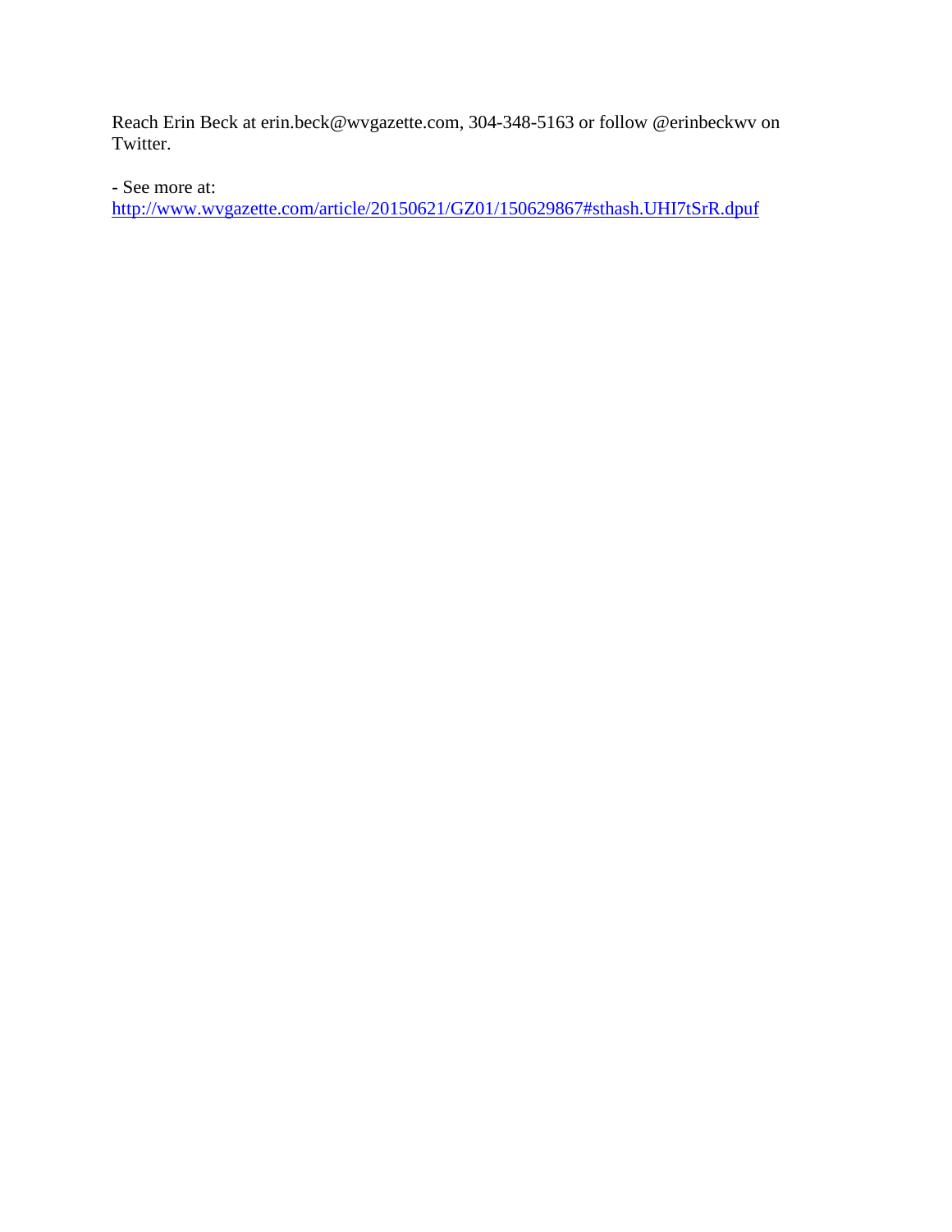Reach Erin Beck at erin.beck@wvgazette.com, 304-348-5163 or follow @erinbeckwv on Twitter.

- See more at: http://www.wvgazette.com/article/20150621/GZ01/150629867#sthash.UHI7tSrR.dpuf